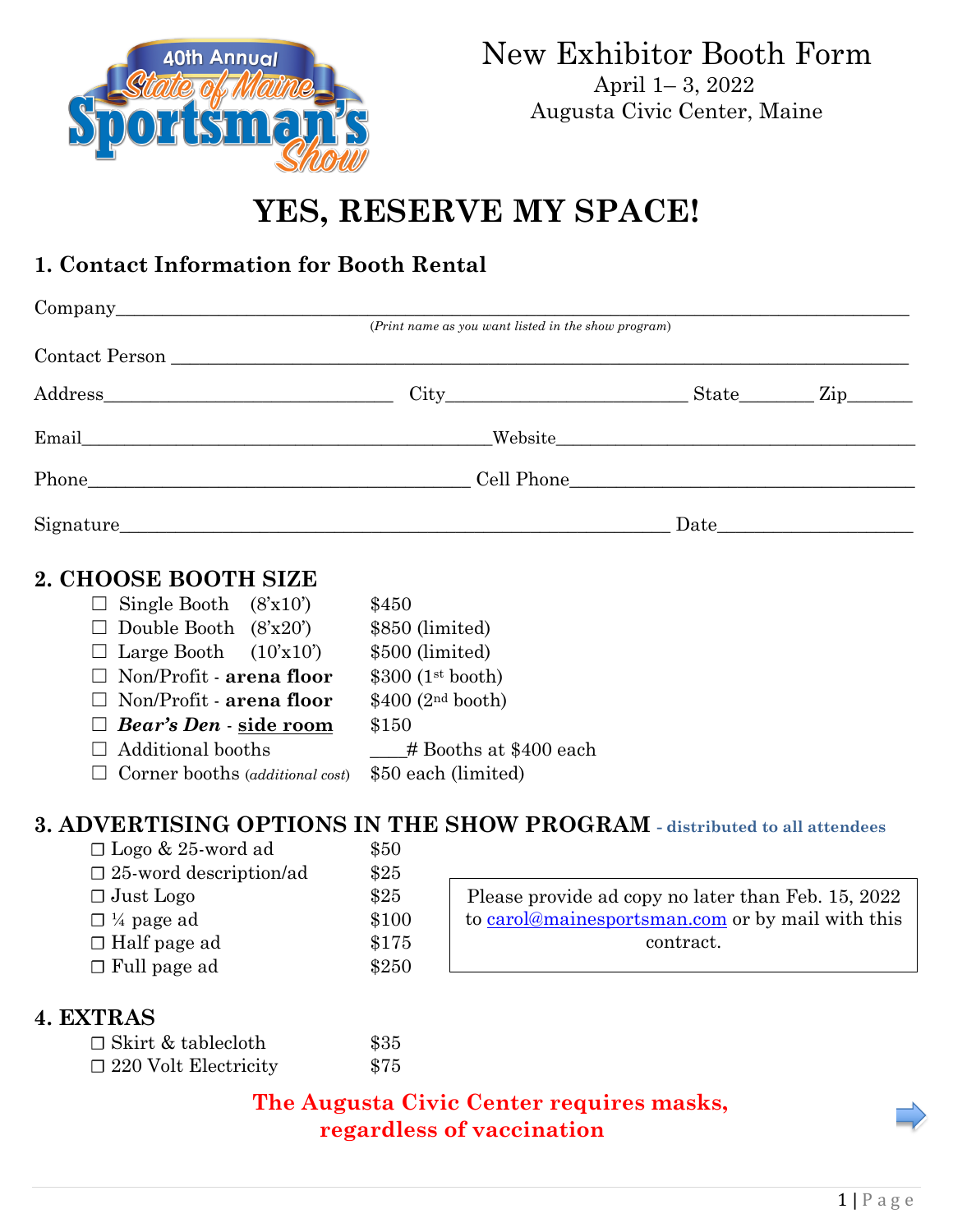40th Annual State of Maine Sportsman's Show

# New Exhibitor Booth Form

April 1– 3, 2022
Augusta Civic Center, Maine

# YES, RESERVE MY SPACE!

## 1. Contact Information for Booth Rental

Company_______________________________________________________________
(*Print name as you want listed in the show program*)

Contact Person _________________________________________________________

Address_______________________ City___________________ State______ Zip______

Email________________________________ Website____________________________

Phone_______________________________ Cell Phone_____________________________

Signature____________________________________________ Date________________

## 2. CHOOSE BOOTH SIZE

- ☐ Single Booth (8'x10') $450
- ☐ Double Booth (8'x20') $850 (limited)
- ☐ Large Booth (10'x10') $500 (limited)
- ☐ Non/Profit - **arena floor** $300 (1st booth)
- ☐ Non/Profit - **arena floor** $400 (2nd booth)
- ☐ ***Bear's Den*** - **side room** $150
- ☐ Additional booths ____# Booths at $400 each
- ☐ Corner booths (*additional cost*) $50 each (limited)

## 3. ADVERTISING OPTIONS IN THE SHOW PROGRAM - distributed to all attendees

- ☐ Logo & 25-word ad $50
- ☐ 25-word description/ad $25
- ☐ Just Logo $25
- ☐ ¼ page ad $100
- ☐ Half page ad $175
- ☐ Full page ad $250

Please provide ad copy no later than Feb. 15, 2022 to carol@mainesportsman.com or by mail with this contract.

## 4. EXTRAS

- ☐ Skirt & tablecloth $35
- ☐ 220 Volt Electricity $75

**The Augusta Civic Center requires masks, regardless of vaccination**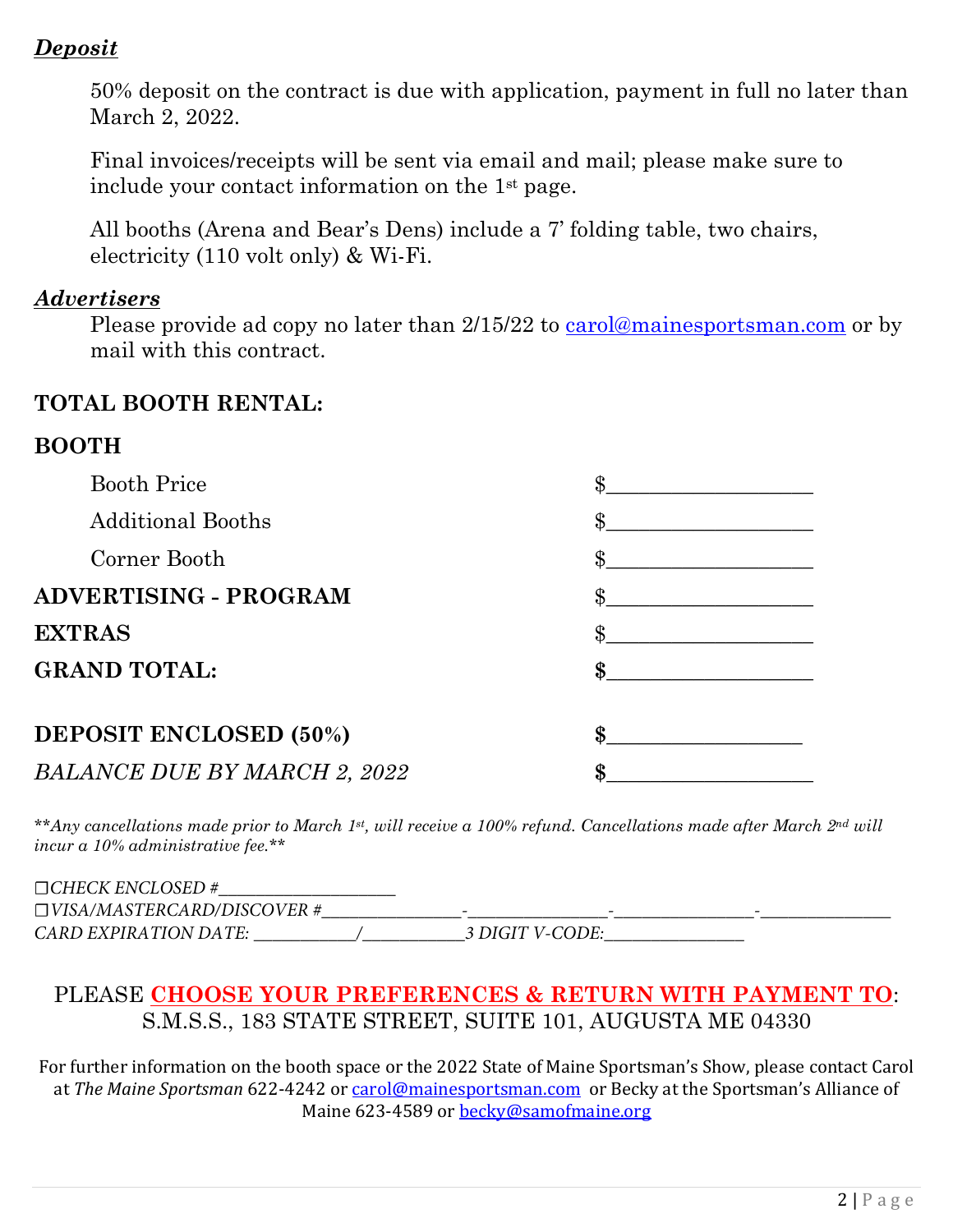***Deposit***

50% deposit on the contract is due with application, payment in full no later than March 2, 2022.

Final invoices/receipts will be sent via email and mail; please make sure to include your contact information on the 1st page.

All booths (Arena and Bear's Dens) include a 7' folding table, two chairs, electricity (110 volt only) & Wi-Fi.

***Advertisers***

Please provide ad copy no later than 2/15/22 to carol@mainesportsman.com or by mail with this contract.

**TOTAL BOOTH RENTAL:**

**BOOTH**

| | |
|---|---|
| Booth Price | $____________________ |
| Additional Booths | $____________________ |
| Corner Booth | $____________________ |
| **ADVERTISING - PROGRAM** | $____________________ |
| **EXTRAS** | $____________________ |
| **GRAND TOTAL:** | **$____________________** |
| **DEPOSIT ENCLOSED (50%)** | **$____________________** |
| *BALANCE DUE BY MARCH 2, 2022* | **$____________________** |

*\*\*Any cancellations made prior to March 1st, will receive a 100% refund. Cancellations made after March 2nd will incur a 10% administrative fee.\*\**

❒ *CHECK ENCLOSED #*_____________________

❒ *VISA/MASTERCARD/DISCOVER #*________________-________________-________________-_______________

*CARD EXPIRATION DATE:* ____________/____________ *3 DIGIT V-CODE:*________________

PLEASE **CHOOSE YOUR PREFERENCES & RETURN WITH PAYMENT TO**:
S.M.S.S., 183 STATE STREET, SUITE 101, AUGUSTA ME 04330

For further information on the booth space or the 2022 State of Maine Sportsman's Show, please contact Carol at *The Maine Sportsman* 622-4242 or carol@mainesportsman.com or Becky at the Sportsman's Alliance of Maine 623-4589 or becky@samofmaine.org